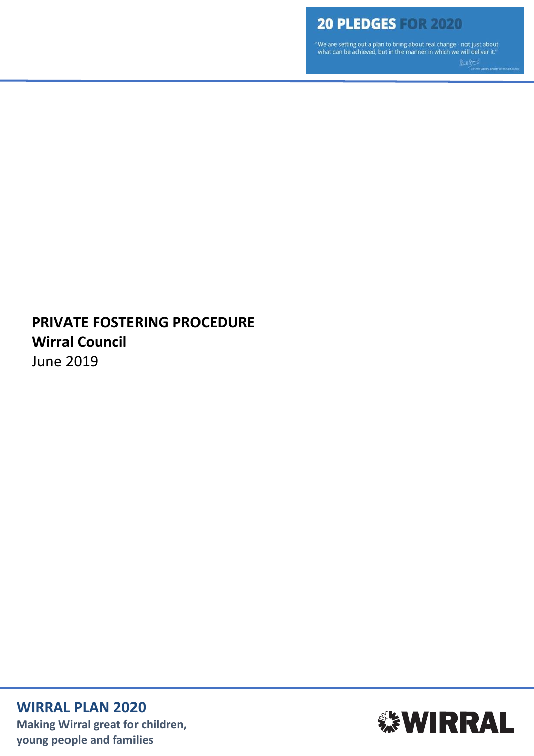**20 PLEDGES FOR 2020**

"We are setting out a plan to bring about real change - not just about what can be achieved, but in the manner in which we will deliver it."

Cllr Phil Davies, Leader of Wirral Council

# PRIVATE FOSTERING PROCEDURE

**Wirral Council**

June 2019

**WIRRAL PLAN 2020**

**Making Wirral great for children, young people and families**

**WIRRAL**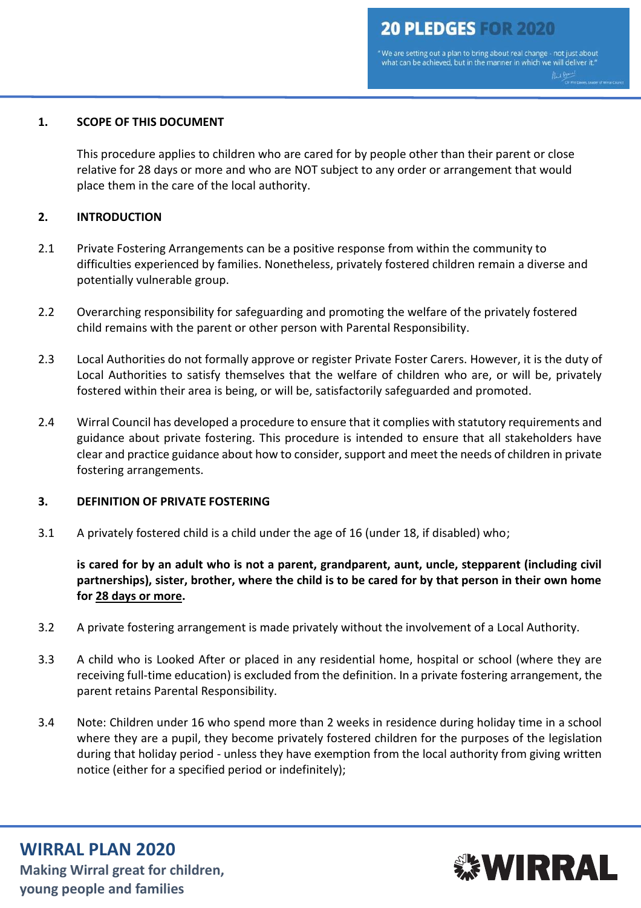## 1. SCOPE OF THIS DOCUMENT

This procedure applies to children who are cared for by people other than their parent or close relative for 28 days or more and who are NOT subject to any order or arrangement that would place them in the care of the local authority.

## 2. INTRODUCTION

2.1 Private Fostering Arrangements can be a positive response from within the community to difficulties experienced by families. Nonetheless, privately fostered children remain a diverse and potentially vulnerable group.

2.2 Overarching responsibility for safeguarding and promoting the welfare of the privately fostered child remains with the parent or other person with Parental Responsibility.

2.3 Local Authorities do not formally approve or register Private Foster Carers. However, it is the duty of Local Authorities to satisfy themselves that the welfare of children who are, or will be, privately fostered within their area is being, or will be, satisfactorily safeguarded and promoted.

2.4 Wirral Council has developed a procedure to ensure that it complies with statutory requirements and guidance about private fostering. This procedure is intended to ensure that all stakeholders have clear and practice guidance about how to consider, support and meet the needs of children in private fostering arrangements.

## 3. DEFINITION OF PRIVATE FOSTERING

3.1 A privately fostered child is a child under the age of 16 (under 18, if disabled) who;

**is cared for by an adult who is not a parent, grandparent, aunt, uncle, stepparent (including civil partnerships), sister, brother, where the child is to be cared for by that person in their own home for <u>28 days or more</u>.**

3.2 A private fostering arrangement is made privately without the involvement of a Local Authority.

3.3 A child who is Looked After or placed in any residential home, hospital or school (where they are receiving full-time education) is excluded from the definition. In a private fostering arrangement, the parent retains Parental Responsibility.

3.4 Note: Children under 16 who spend more than 2 weeks in residence during holiday time in a school where they are a pupil, they become privately fostered children for the purposes of the legislation during that holiday period - unless they have exemption from the local authority from giving written notice (either for a specified period or indefinitely);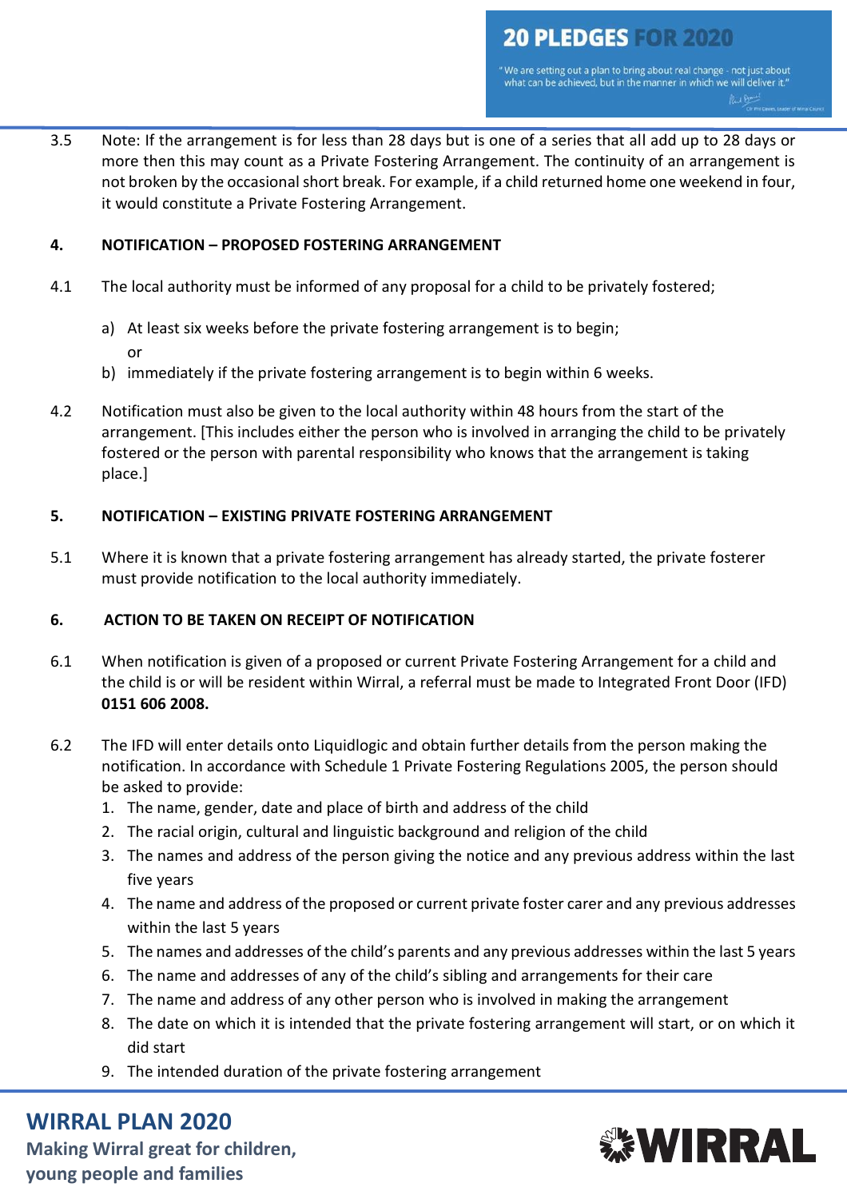3.5 Note: If the arrangement is for less than 28 days but is one of a series that all add up to 28 days or more then this may count as a Private Fostering Arrangement. The continuity of an arrangement is not broken by the occasional short break. For example, if a child returned home one weekend in four, it would constitute a Private Fostering Arrangement.

## 4. NOTIFICATION – PROPOSED FOSTERING ARRANGEMENT

4.1 The local authority must be informed of any proposal for a child to be privately fostered;

a) At least six weeks before the private fostering arrangement is to begin;
   or
b) immediately if the private fostering arrangement is to begin within 6 weeks.

4.2 Notification must also be given to the local authority within 48 hours from the start of the arrangement. [This includes either the person who is involved in arranging the child to be privately fostered or the person with parental responsibility who knows that the arrangement is taking place.]

## 5. NOTIFICATION – EXISTING PRIVATE FOSTERING ARRANGEMENT

5.1 Where it is known that a private fostering arrangement has already started, the private fosterer must provide notification to the local authority immediately.

## 6. ACTION TO BE TAKEN ON RECEIPT OF NOTIFICATION

6.1 When notification is given of a proposed or current Private Fostering Arrangement for a child and the child is or will be resident within Wirral, a referral must be made to Integrated Front Door (IFD) **0151 606 2008.**

6.2 The IFD will enter details onto Liquidlogic and obtain further details from the person making the notification. In accordance with Schedule 1 Private Fostering Regulations 2005, the person should be asked to provide:

1. The name, gender, date and place of birth and address of the child
2. The racial origin, cultural and linguistic background and religion of the child
3. The names and address of the person giving the notice and any previous address within the last five years
4. The name and address of the proposed or current private foster carer and any previous addresses within the last 5 years
5. The names and addresses of the child's parents and any previous addresses within the last 5 years
6. The name and addresses of any of the child's sibling and arrangements for their care
7. The name and address of any other person who is involved in making the arrangement
8. The date on which it is intended that the private fostering arrangement will start, or on which it did start
9. The intended duration of the private fostering arrangement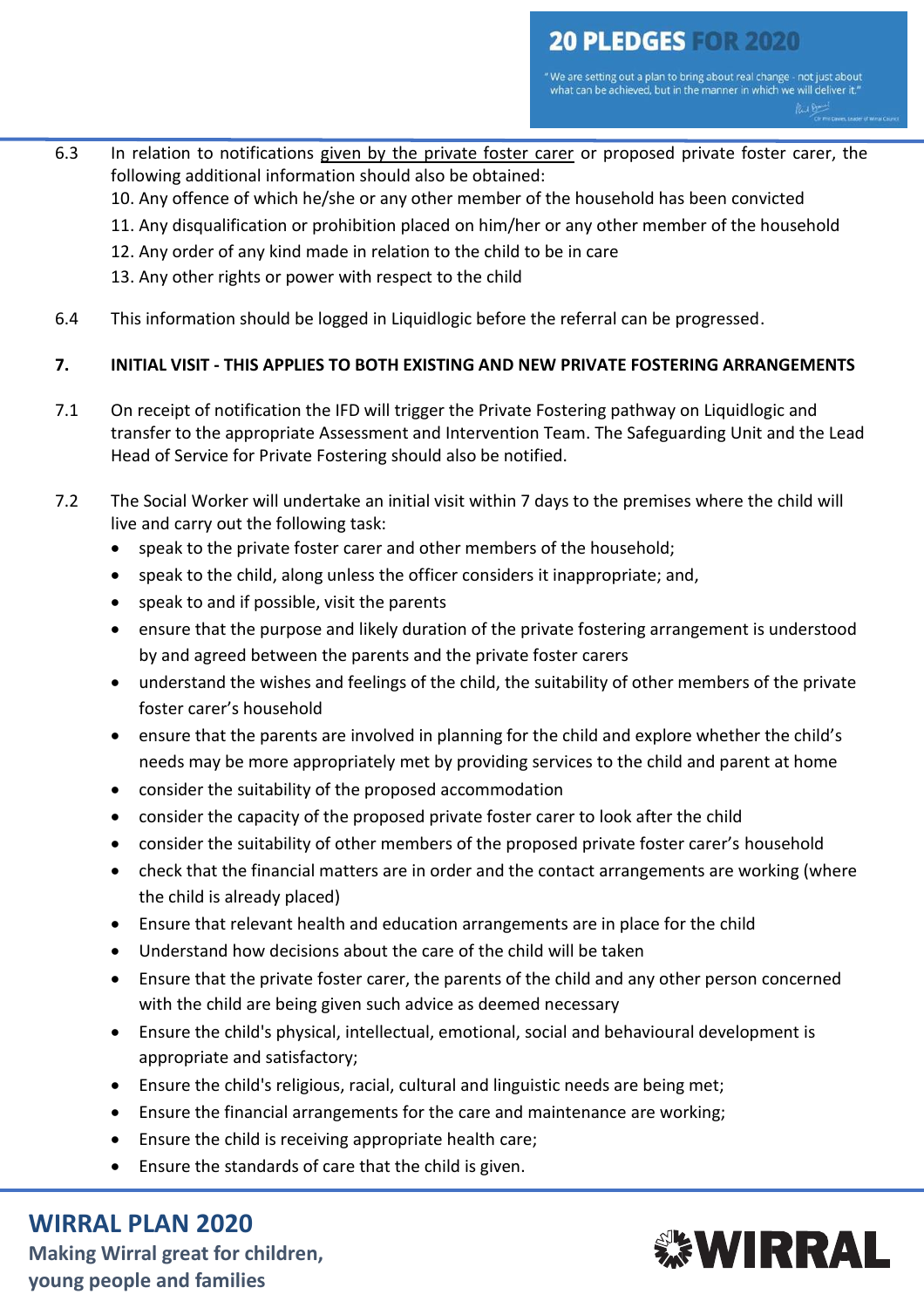6.3 In relation to notifications given by the private foster carer or proposed private foster carer, the following additional information should also be obtained:

10. Any offence of which he/she or any other member of the household has been convicted
11. Any disqualification or prohibition placed on him/her or any other member of the household
12. Any order of any kind made in relation to the child to be in care
13. Any other rights or power with respect to the child

6.4 This information should be logged in Liquidlogic before the referral can be progressed.

## 7. INITIAL VISIT - THIS APPLIES TO BOTH EXISTING AND NEW PRIVATE FOSTERING ARRANGEMENTS

7.1 On receipt of notification the IFD will trigger the Private Fostering pathway on Liquidlogic and transfer to the appropriate Assessment and Intervention Team. The Safeguarding Unit and the Lead Head of Service for Private Fostering should also be notified.

7.2 The Social Worker will undertake an initial visit within 7 days to the premises where the child will live and carry out the following task:

- speak to the private foster carer and other members of the household;
- speak to the child, along unless the officer considers it inappropriate; and,
- speak to and if possible, visit the parents
- ensure that the purpose and likely duration of the private fostering arrangement is understood by and agreed between the parents and the private foster carers
- understand the wishes and feelings of the child, the suitability of other members of the private foster carer's household
- ensure that the parents are involved in planning for the child and explore whether the child's needs may be more appropriately met by providing services to the child and parent at home
- consider the suitability of the proposed accommodation
- consider the capacity of the proposed private foster carer to look after the child
- consider the suitability of other members of the proposed private foster carer's household
- check that the financial matters are in order and the contact arrangements are working (where the child is already placed)
- Ensure that relevant health and education arrangements are in place for the child
- Understand how decisions about the care of the child will be taken
- Ensure that the private foster carer, the parents of the child and any other person concerned with the child are being given such advice as deemed necessary
- Ensure the child's physical, intellectual, emotional, social and behavioural development is appropriate and satisfactory;
- Ensure the child's religious, racial, cultural and linguistic needs are being met;
- Ensure the financial arrangements for the care and maintenance are working;
- Ensure the child is receiving appropriate health care;
- Ensure the standards of care that the child is given.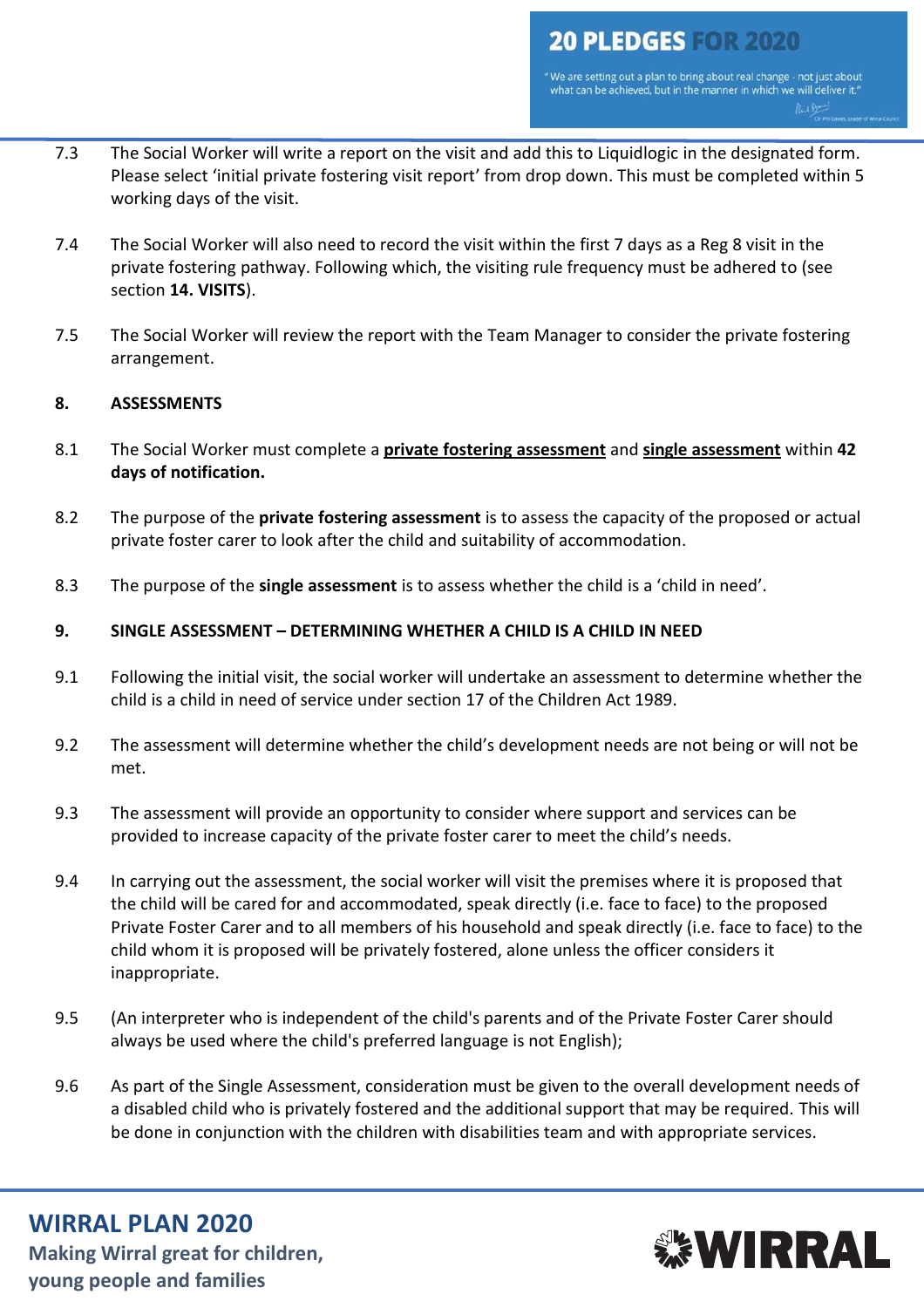7.3 The Social Worker will write a report on the visit and add this to Liquidlogic in the designated form. Please select 'initial private fostering visit report' from drop down. This must be completed within 5 working days of the visit.

7.4 The Social Worker will also need to record the visit within the first 7 days as a Reg 8 visit in the private fostering pathway. Following which, the visiting rule frequency must be adhered to (see section **14. VISITS**).

7.5 The Social Worker will review the report with the Team Manager to consider the private fostering arrangement.

## 8. ASSESSMENTS

8.1 The Social Worker must complete a **private fostering assessment** and **single assessment** within **42 days of notification.**

8.2 The purpose of the **private fostering assessment** is to assess the capacity of the proposed or actual private foster carer to look after the child and suitability of accommodation.

8.3 The purpose of the **single assessment** is to assess whether the child is a 'child in need'.

## 9. SINGLE ASSESSMENT – DETERMINING WHETHER A CHILD IS A CHILD IN NEED

9.1 Following the initial visit, the social worker will undertake an assessment to determine whether the child is a child in need of service under section 17 of the Children Act 1989.

9.2 The assessment will determine whether the child's development needs are not being or will not be met.

9.3 The assessment will provide an opportunity to consider where support and services can be provided to increase capacity of the private foster carer to meet the child's needs.

9.4 In carrying out the assessment, the social worker will visit the premises where it is proposed that the child will be cared for and accommodated, speak directly (i.e. face to face) to the proposed Private Foster Carer and to all members of his household and speak directly (i.e. face to face) to the child whom it is proposed will be privately fostered, alone unless the officer considers it inappropriate.

9.5 (An interpreter who is independent of the child's parents and of the Private Foster Carer should always be used where the child's preferred language is not English);

9.6 As part of the Single Assessment, consideration must be given to the overall development needs of a disabled child who is privately fostered and the additional support that may be required. This will be done in conjunction with the children with disabilities team and with appropriate services.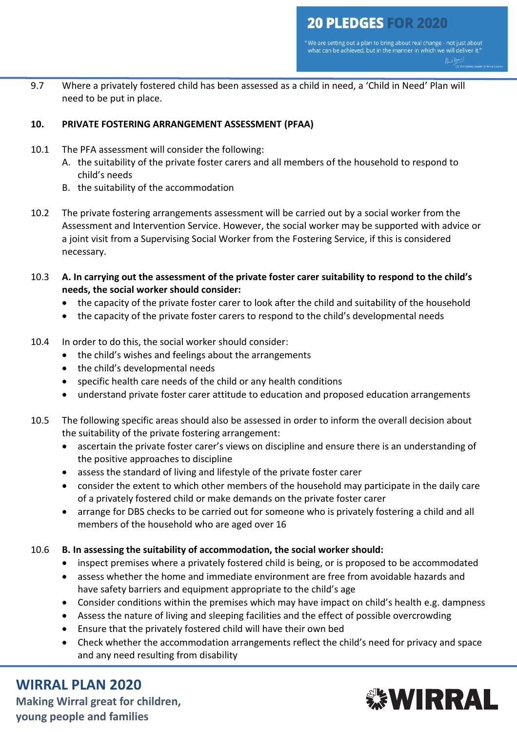9.7 Where a privately fostered child has been assessed as a child in need, a 'Child in Need' Plan will need to be put in place.

## 10. PRIVATE FOSTERING ARRANGEMENT ASSESSMENT (PFAA)

10.1 The PFA assessment will consider the following:

A. the suitability of the private foster carers and all members of the household to respond to child's needs
B. the suitability of the accommodation

10.2 The private fostering arrangements assessment will be carried out by a social worker from the Assessment and Intervention Service. However, the social worker may be supported with advice or a joint visit from a Supervising Social Worker from the Fostering Service, if this is considered necessary.

10.3 **A. In carrying out the assessment of the private foster carer suitability to respond to the child's needs, the social worker should consider:**

- the capacity of the private foster carer to look after the child and suitability of the household
- the capacity of the private foster carers to respond to the child's developmental needs

10.4 In order to do this, the social worker should consider:

- the child's wishes and feelings about the arrangements
- the child's developmental needs
- specific health care needs of the child or any health conditions
- understand private foster carer attitude to education and proposed education arrangements

10.5 The following specific areas should also be assessed in order to inform the overall decision about the suitability of the private fostering arrangement:

- ascertain the private foster carer's views on discipline and ensure there is an understanding of the positive approaches to discipline
- assess the standard of living and lifestyle of the private foster carer
- consider the extent to which other members of the household may participate in the daily care of a privately fostered child or make demands on the private foster carer
- arrange for DBS checks to be carried out for someone who is privately fostering a child and all members of the household who are aged over 16

10.6 **B. In assessing the suitability of accommodation, the social worker should:**

- inspect premises where a privately fostered child is being, or is proposed to be accommodated
- assess whether the home and immediate environment are free from avoidable hazards and have safety barriers and equipment appropriate to the child's age
- Consider conditions within the premises which may have impact on child's health e.g. dampness
- Assess the nature of living and sleeping facilities and the effect of possible overcrowding
- Ensure that the privately fostered child will have their own bed
- Check whether the accommodation arrangements reflect the child's need for privacy and space and any need resulting from disability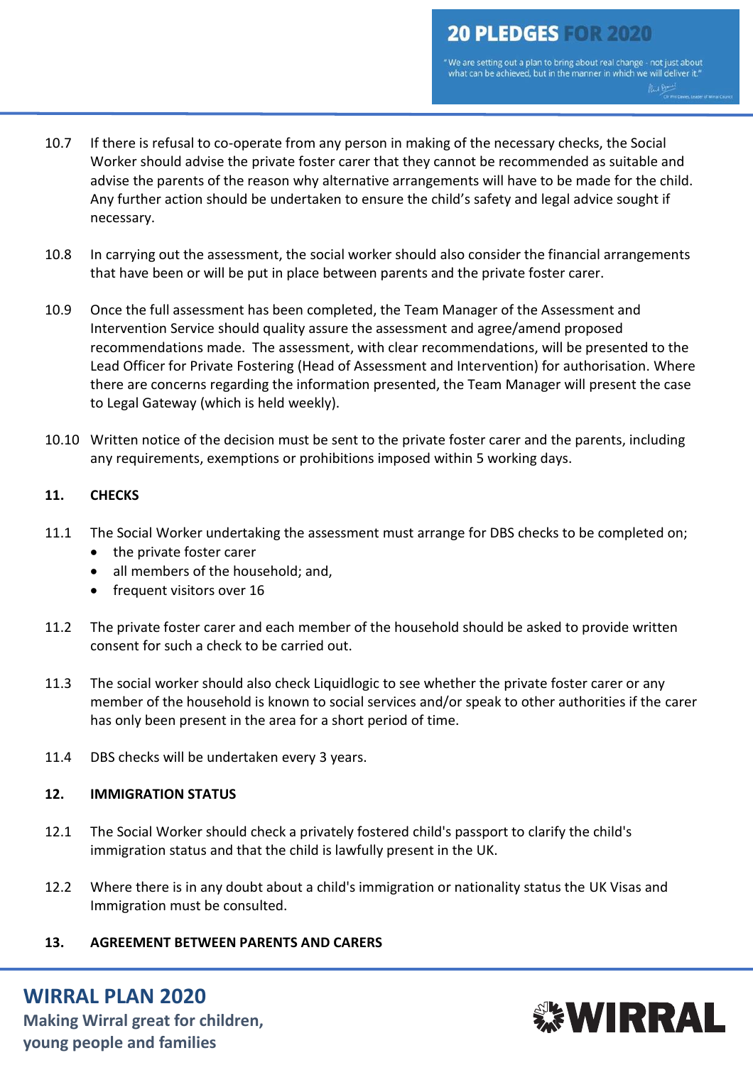10.7 If there is refusal to co-operate from any person in making of the necessary checks, the Social Worker should advise the private foster carer that they cannot be recommended as suitable and advise the parents of the reason why alternative arrangements will have to be made for the child. Any further action should be undertaken to ensure the child's safety and legal advice sought if necessary.

10.8 In carrying out the assessment, the social worker should also consider the financial arrangements that have been or will be put in place between parents and the private foster carer.

10.9 Once the full assessment has been completed, the Team Manager of the Assessment and Intervention Service should quality assure the assessment and agree/amend proposed recommendations made. The assessment, with clear recommendations, will be presented to the Lead Officer for Private Fostering (Head of Assessment and Intervention) for authorisation. Where there are concerns regarding the information presented, the Team Manager will present the case to Legal Gateway (which is held weekly).

10.10 Written notice of the decision must be sent to the private foster carer and the parents, including any requirements, exemptions or prohibitions imposed within 5 working days.

## 11. CHECKS

11.1 The Social Worker undertaking the assessment must arrange for DBS checks to be completed on;

- the private foster carer
- all members of the household; and,
- frequent visitors over 16

11.2 The private foster carer and each member of the household should be asked to provide written consent for such a check to be carried out.

11.3 The social worker should also check Liquidlogic to see whether the private foster carer or any member of the household is known to social services and/or speak to other authorities if the carer has only been present in the area for a short period of time.

11.4 DBS checks will be undertaken every 3 years.

## 12. IMMIGRATION STATUS

12.1 The Social Worker should check a privately fostered child's passport to clarify the child's immigration status and that the child is lawfully present in the UK.

12.2 Where there is in any doubt about a child's immigration or nationality status the UK Visas and Immigration must be consulted.

## 13. AGREEMENT BETWEEN PARENTS AND CARERS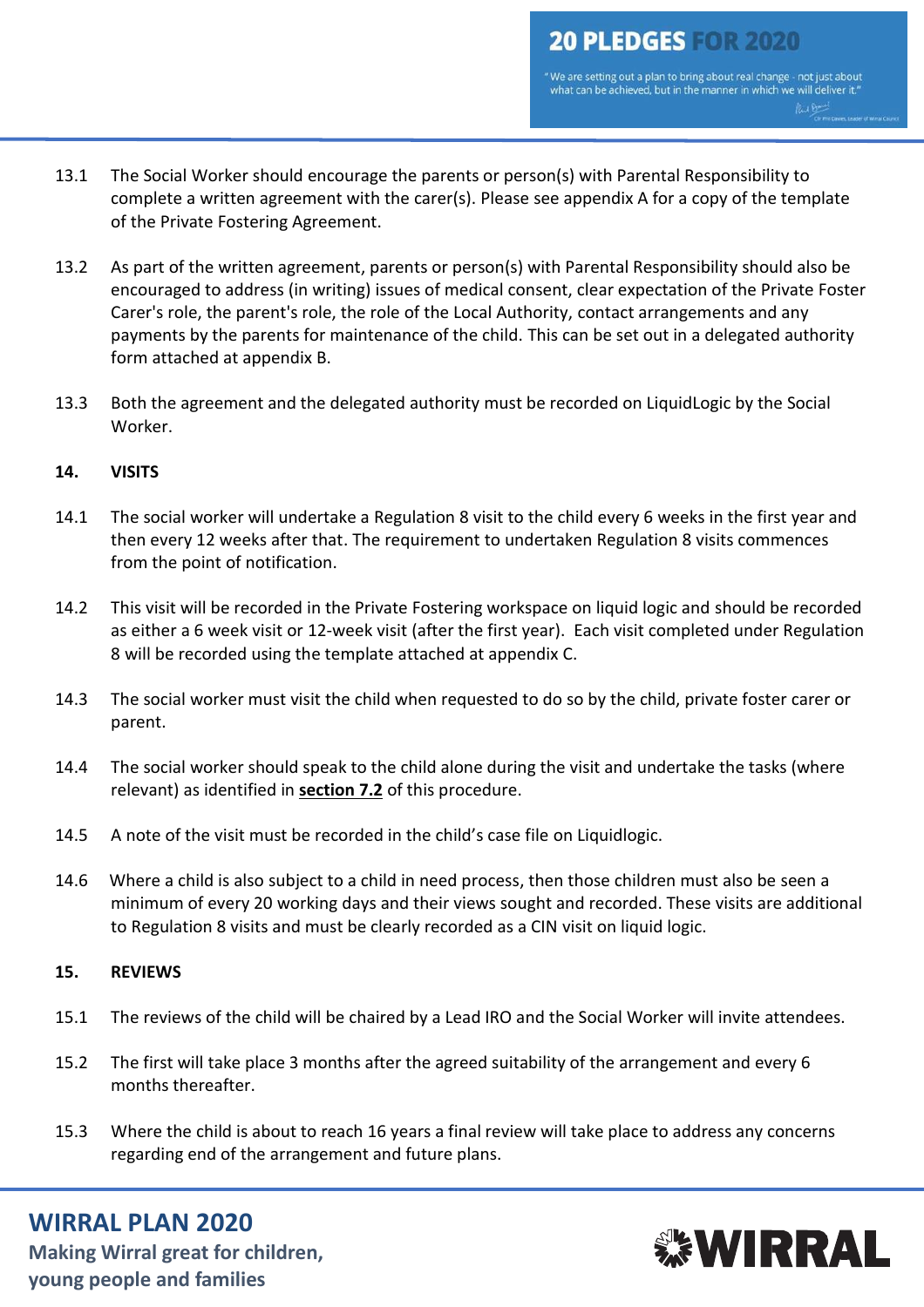13.1 The Social Worker should encourage the parents or person(s) with Parental Responsibility to complete a written agreement with the carer(s). Please see appendix A for a copy of the template of the Private Fostering Agreement.

13.2 As part of the written agreement, parents or person(s) with Parental Responsibility should also be encouraged to address (in writing) issues of medical consent, clear expectation of the Private Foster Carer's role, the parent's role, the role of the Local Authority, contact arrangements and any payments by the parents for maintenance of the child. This can be set out in a delegated authority form attached at appendix B.

13.3 Both the agreement and the delegated authority must be recorded on LiquidLogic by the Social Worker.

**14. VISITS**

14.1 The social worker will undertake a Regulation 8 visit to the child every 6 weeks in the first year and then every 12 weeks after that. The requirement to undertaken Regulation 8 visits commences from the point of notification.

14.2 This visit will be recorded in the Private Fostering workspace on liquid logic and should be recorded as either a 6 week visit or 12-week visit (after the first year). Each visit completed under Regulation 8 will be recorded using the template attached at appendix C.

14.3 The social worker must visit the child when requested to do so by the child, private foster carer or parent.

14.4 The social worker should speak to the child alone during the visit and undertake the tasks (where relevant) as identified in **section 7.2** of this procedure.

14.5 A note of the visit must be recorded in the child's case file on Liquidlogic.

14.6 Where a child is also subject to a child in need process, then those children must also be seen a minimum of every 20 working days and their views sought and recorded. These visits are additional to Regulation 8 visits and must be clearly recorded as a CIN visit on liquid logic.

**15. REVIEWS**

15.1 The reviews of the child will be chaired by a Lead IRO and the Social Worker will invite attendees.

15.2 The first will take place 3 months after the agreed suitability of the arrangement and every 6 months thereafter.

15.3 Where the child is about to reach 16 years a final review will take place to address any concerns regarding end of the arrangement and future plans.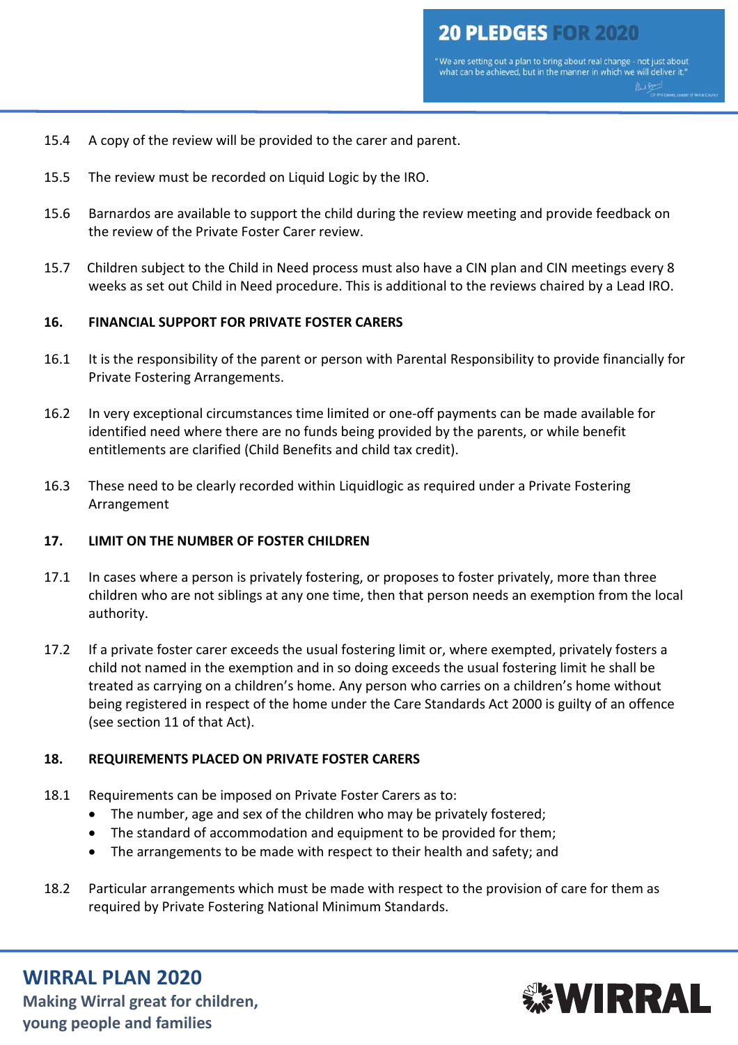15.4 A copy of the review will be provided to the carer and parent.

15.5 The review must be recorded on Liquid Logic by the IRO.

15.6 Barnardos are available to support the child during the review meeting and provide feedback on the review of the Private Foster Carer review.

15.7 Children subject to the Child in Need process must also have a CIN plan and CIN meetings every 8 weeks as set out Child in Need procedure. This is additional to the reviews chaired by a Lead IRO.

**16. FINANCIAL SUPPORT FOR PRIVATE FOSTER CARERS**

16.1 It is the responsibility of the parent or person with Parental Responsibility to provide financially for Private Fostering Arrangements.

16.2 In very exceptional circumstances time limited or one-off payments can be made available for identified need where there are no funds being provided by the parents, or while benefit entitlements are clarified (Child Benefits and child tax credit).

16.3 These need to be clearly recorded within Liquidlogic as required under a Private Fostering Arrangement

**17. LIMIT ON THE NUMBER OF FOSTER CHILDREN**

17.1 In cases where a person is privately fostering, or proposes to foster privately, more than three children who are not siblings at any one time, then that person needs an exemption from the local authority.

17.2 If a private foster carer exceeds the usual fostering limit or, where exempted, privately fosters a child not named in the exemption and in so doing exceeds the usual fostering limit he shall be treated as carrying on a children's home. Any person who carries on a children's home without being registered in respect of the home under the Care Standards Act 2000 is guilty of an offence (see section 11 of that Act).

**18. REQUIREMENTS PLACED ON PRIVATE FOSTER CARERS**

18.1 Requirements can be imposed on Private Foster Carers as to:

- The number, age and sex of the children who may be privately fostered;
- The standard of accommodation and equipment to be provided for them;
- The arrangements to be made with respect to their health and safety; and

18.2 Particular arrangements which must be made with respect to the provision of care for them as required by Private Fostering National Minimum Standards.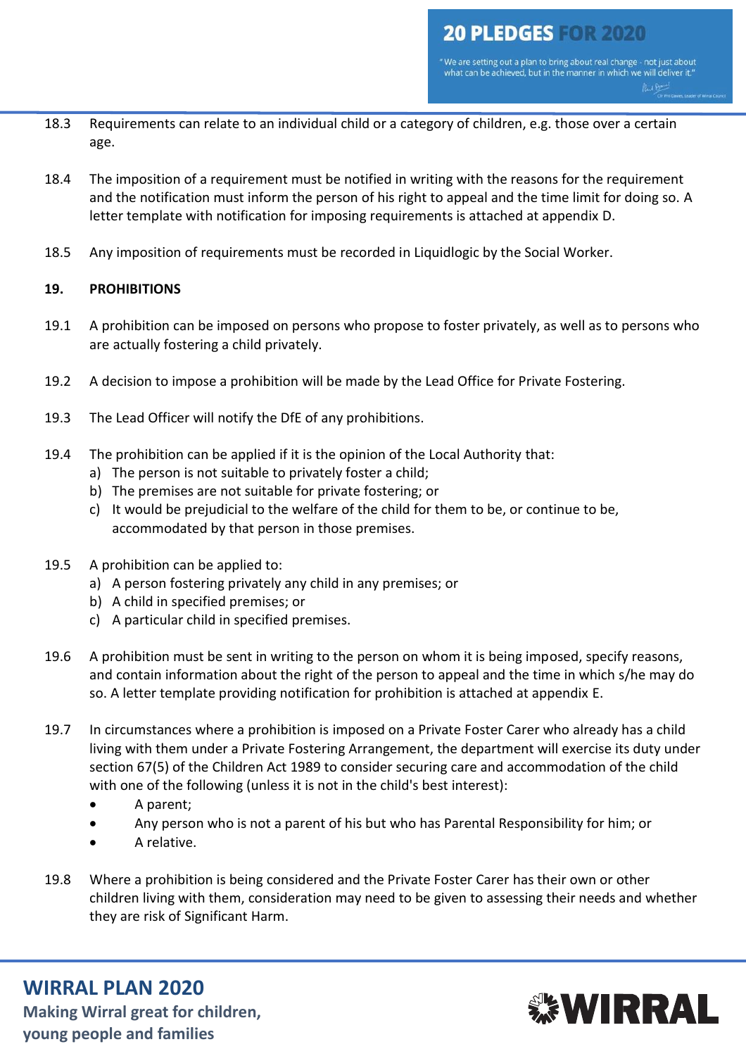18.3 Requirements can relate to an individual child or a category of children, e.g. those over a certain age.

18.4 The imposition of a requirement must be notified in writing with the reasons for the requirement and the notification must inform the person of his right to appeal and the time limit for doing so. A letter template with notification for imposing requirements is attached at appendix D.

18.5 Any imposition of requirements must be recorded in Liquidlogic by the Social Worker.

**19. PROHIBITIONS**

19.1 A prohibition can be imposed on persons who propose to foster privately, as well as to persons who are actually fostering a child privately.

19.2 A decision to impose a prohibition will be made by the Lead Office for Private Fostering.

19.3 The Lead Officer will notify the DfE of any prohibitions.

19.4 The prohibition can be applied if it is the opinion of the Local Authority that:
a) The person is not suitable to privately foster a child;
b) The premises are not suitable for private fostering; or
c) It would be prejudicial to the welfare of the child for them to be, or continue to be, accommodated by that person in those premises.

19.5 A prohibition can be applied to:
a) A person fostering privately any child in any premises; or
b) A child in specified premises; or
c) A particular child in specified premises.

19.6 A prohibition must be sent in writing to the person on whom it is being imposed, specify reasons, and contain information about the right of the person to appeal and the time in which s/he may do so. A letter template providing notification for prohibition is attached at appendix E.

19.7 In circumstances where a prohibition is imposed on a Private Foster Carer who already has a child living with them under a Private Fostering Arrangement, the department will exercise its duty under section 67(5) of the Children Act 1989 to consider securing care and accommodation of the child with one of the following (unless it is not in the child's best interest):

- A parent;
- Any person who is not a parent of his but who has Parental Responsibility for him; or
- A relative.

19.8 Where a prohibition is being considered and the Private Foster Carer has their own or other children living with them, consideration may need to be given to assessing their needs and whether they are risk of Significant Harm.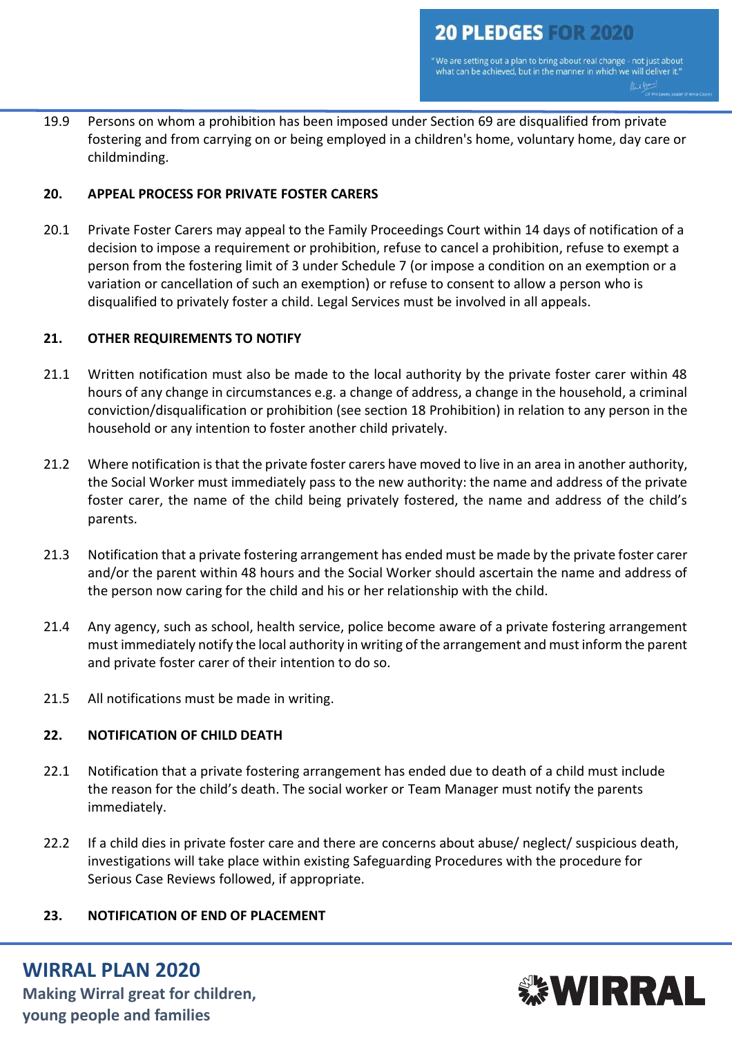19.9 Persons on whom a prohibition has been imposed under Section 69 are disqualified from private fostering and from carrying on or being employed in a children's home, voluntary home, day care or childminding.

## 20. APPEAL PROCESS FOR PRIVATE FOSTER CARERS

20.1 Private Foster Carers may appeal to the Family Proceedings Court within 14 days of notification of a decision to impose a requirement or prohibition, refuse to cancel a prohibition, refuse to exempt a person from the fostering limit of 3 under Schedule 7 (or impose a condition on an exemption or a variation or cancellation of such an exemption) or refuse to consent to allow a person who is disqualified to privately foster a child. Legal Services must be involved in all appeals.

## 21. OTHER REQUIREMENTS TO NOTIFY

21.1 Written notification must also be made to the local authority by the private foster carer within 48 hours of any change in circumstances e.g. a change of address, a change in the household, a criminal conviction/disqualification or prohibition (see section 18 Prohibition) in relation to any person in the household or any intention to foster another child privately.

21.2 Where notification is that the private foster carers have moved to live in an area in another authority, the Social Worker must immediately pass to the new authority: the name and address of the private foster carer, the name of the child being privately fostered, the name and address of the child's parents.

21.3 Notification that a private fostering arrangement has ended must be made by the private foster carer and/or the parent within 48 hours and the Social Worker should ascertain the name and address of the person now caring for the child and his or her relationship with the child.

21.4 Any agency, such as school, health service, police become aware of a private fostering arrangement must immediately notify the local authority in writing of the arrangement and must inform the parent and private foster carer of their intention to do so.

21.5 All notifications must be made in writing.

## 22. NOTIFICATION OF CHILD DEATH

22.1 Notification that a private fostering arrangement has ended due to death of a child must include the reason for the child's death. The social worker or Team Manager must notify the parents immediately.

22.2 If a child dies in private foster care and there are concerns about abuse/ neglect/ suspicious death, investigations will take place within existing Safeguarding Procedures with the procedure for Serious Case Reviews followed, if appropriate.

## 23. NOTIFICATION OF END OF PLACEMENT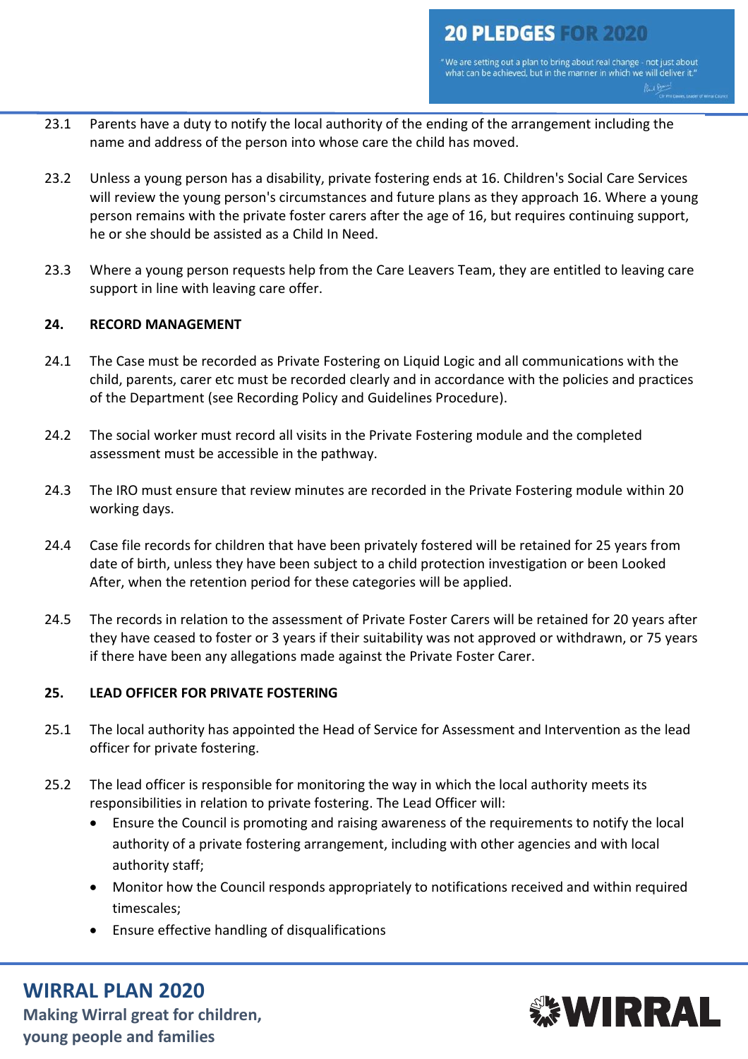23.1 Parents have a duty to notify the local authority of the ending of the arrangement including the name and address of the person into whose care the child has moved.

23.2 Unless a young person has a disability, private fostering ends at 16. Children's Social Care Services will review the young person's circumstances and future plans as they approach 16. Where a young person remains with the private foster carers after the age of 16, but requires continuing support, he or she should be assisted as a Child In Need.

23.3 Where a young person requests help from the Care Leavers Team, they are entitled to leaving care support in line with leaving care offer.

## 24. RECORD MANAGEMENT

24.1 The Case must be recorded as Private Fostering on Liquid Logic and all communications with the child, parents, carer etc must be recorded clearly and in accordance with the policies and practices of the Department (see Recording Policy and Guidelines Procedure).

24.2 The social worker must record all visits in the Private Fostering module and the completed assessment must be accessible in the pathway.

24.3 The IRO must ensure that review minutes are recorded in the Private Fostering module within 20 working days.

24.4 Case file records for children that have been privately fostered will be retained for 25 years from date of birth, unless they have been subject to a child protection investigation or been Looked After, when the retention period for these categories will be applied.

24.5 The records in relation to the assessment of Private Foster Carers will be retained for 20 years after they have ceased to foster or 3 years if their suitability was not approved or withdrawn, or 75 years if there have been any allegations made against the Private Foster Carer.

## 25. LEAD OFFICER FOR PRIVATE FOSTERING

25.1 The local authority has appointed the Head of Service for Assessment and Intervention as the lead officer for private fostering.

25.2 The lead officer is responsible for monitoring the way in which the local authority meets its responsibilities in relation to private fostering. The Lead Officer will:

- Ensure the Council is promoting and raising awareness of the requirements to notify the local authority of a private fostering arrangement, including with other agencies and with local authority staff;
- Monitor how the Council responds appropriately to notifications received and within required timescales;
- Ensure effective handling of disqualifications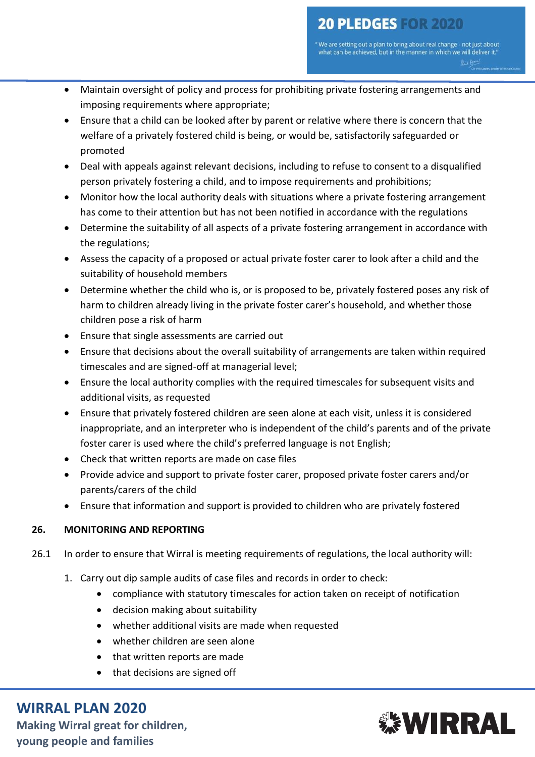- Maintain oversight of policy and process for prohibiting private fostering arrangements and imposing requirements where appropriate;
- Ensure that a child can be looked after by parent or relative where there is concern that the welfare of a privately fostered child is being, or would be, satisfactorily safeguarded or promoted
- Deal with appeals against relevant decisions, including to refuse to consent to a disqualified person privately fostering a child, and to impose requirements and prohibitions;
- Monitor how the local authority deals with situations where a private fostering arrangement has come to their attention but has not been notified in accordance with the regulations
- Determine the suitability of all aspects of a private fostering arrangement in accordance with the regulations;
- Assess the capacity of a proposed or actual private foster carer to look after a child and the suitability of household members
- Determine whether the child who is, or is proposed to be, privately fostered poses any risk of harm to children already living in the private foster carer's household, and whether those children pose a risk of harm
- Ensure that single assessments are carried out
- Ensure that decisions about the overall suitability of arrangements are taken within required timescales and are signed-off at managerial level;
- Ensure the local authority complies with the required timescales for subsequent visits and additional visits, as requested
- Ensure that privately fostered children are seen alone at each visit, unless it is considered inappropriate, and an interpreter who is independent of the child's parents and of the private foster carer is used where the child's preferred language is not English;
- Check that written reports are made on case files
- Provide advice and support to private foster carer, proposed private foster carers and/or parents/carers of the child
- Ensure that information and support is provided to children who are privately fostered

## 26. MONITORING AND REPORTING

26.1 In order to ensure that Wirral is meeting requirements of regulations, the local authority will:

1. Carry out dip sample audits of case files and records in order to check:
    - compliance with statutory timescales for action taken on receipt of notification
    - decision making about suitability
    - whether additional visits are made when requested
    - whether children are seen alone
    - that written reports are made
    - that decisions are signed off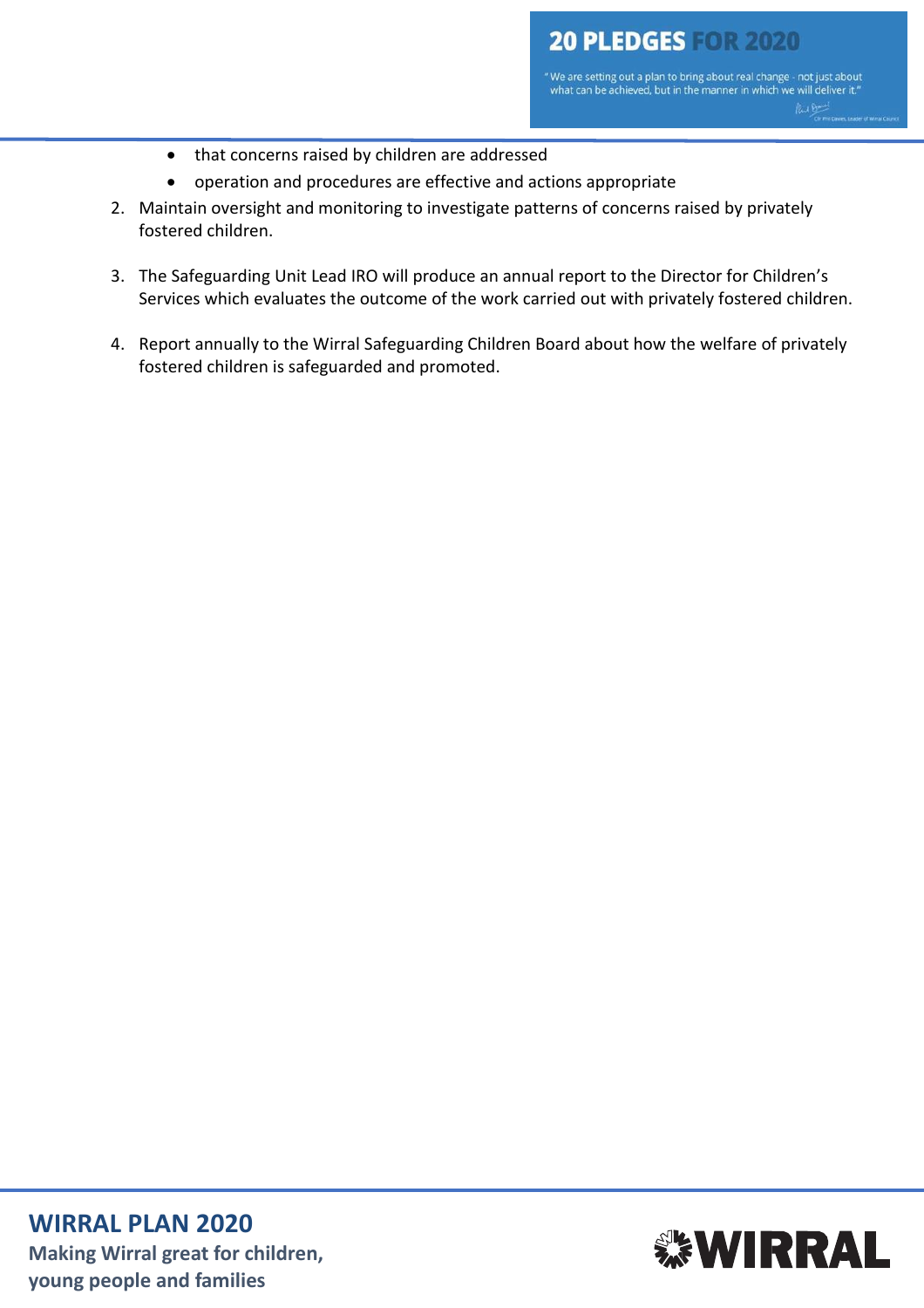- that concerns raised by children are addressed
- operation and procedures are effective and actions appropriate

2. Maintain oversight and monitoring to investigate patterns of concerns raised by privately fostered children.

3. The Safeguarding Unit Lead IRO will produce an annual report to the Director for Children's Services which evaluates the outcome of the work carried out with privately fostered children.

4. Report annually to the Wirral Safeguarding Children Board about how the welfare of privately fostered children is safeguarded and promoted.